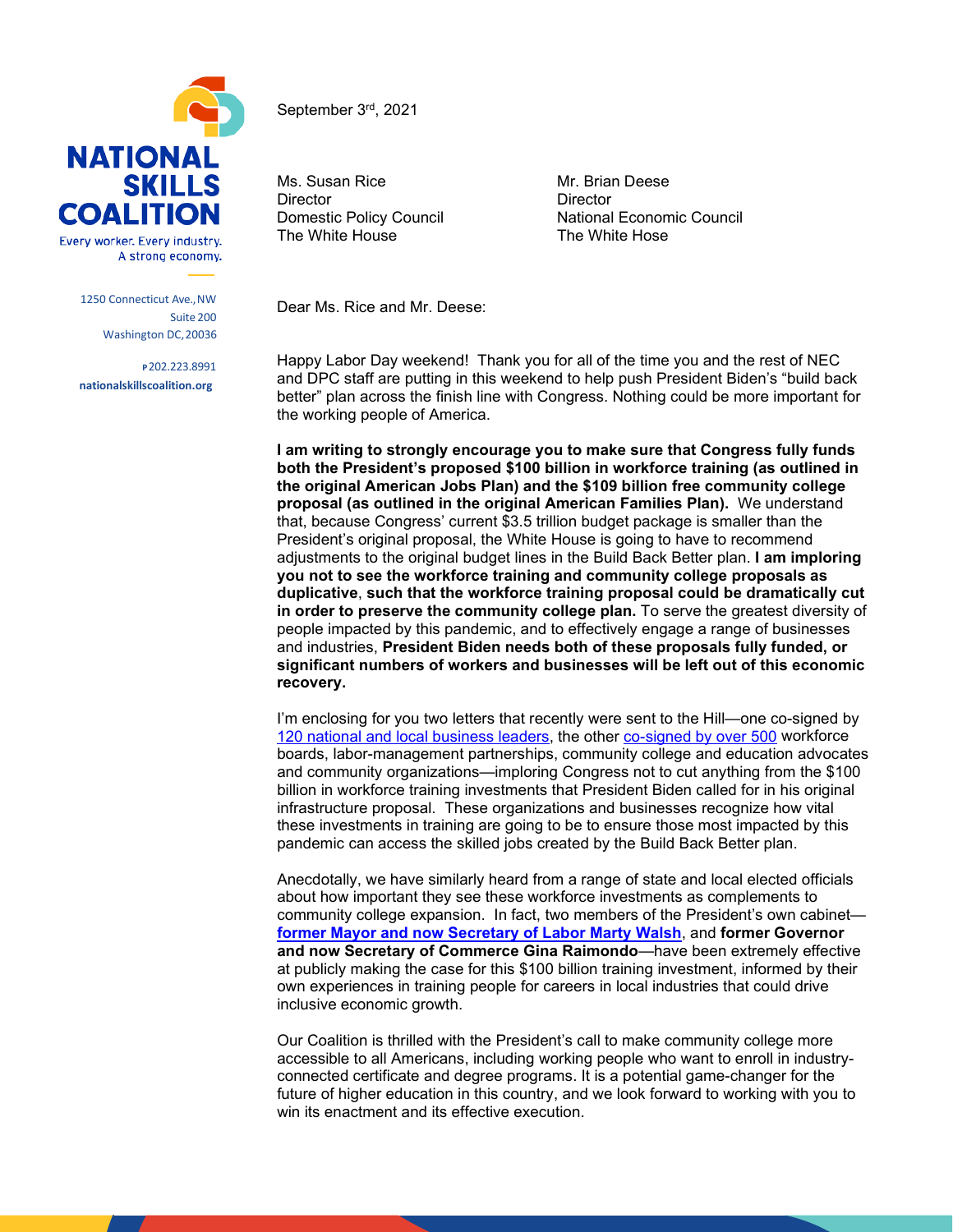**NATIONAL SKILLS COALITION**

Every worker. Every industry. A strong economy.

1250 Connecticut Ave., NW
Suite 200
Washington DC, 20036

P 202.223.8991
nationalskillscoalition.org

September 3rd, 2021

Ms. Susan Rice
Director
Domestic Policy Council
The White House

Mr. Brian Deese
Director
National Economic Council
The White Hose

Dear Ms. Rice and Mr. Deese:

Happy Labor Day weekend! Thank you for all of the time you and the rest of NEC and DPC staff are putting in this weekend to help push President Biden's "build back better" plan across the finish line with Congress. Nothing could be more important for the working people of America.

**I am writing to strongly encourage you to make sure that Congress fully funds both the President's proposed $100 billion in workforce training (as outlined in the original American Jobs Plan) and the $109 billion free community college proposal (as outlined in the original American Families Plan).** We understand that, because Congress' current $3.5 trillion budget package is smaller than the President's original proposal, the White House is going to have to recommend adjustments to the original budget lines in the Build Back Better plan. **I am imploring you not to see the workforce training and community college proposals as duplicative**, **such that the workforce training proposal could be dramatically cut in order to preserve the community college plan.** To serve the greatest diversity of people impacted by this pandemic, and to effectively engage a range of businesses and industries, **President Biden needs both of these proposals fully funded, or significant numbers of workers and businesses will be left out of this economic recovery.**

I'm enclosing for you two letters that recently were sent to the Hill—one co-signed by [120 national and local business leaders](), the other [co-signed by over 500]() workforce boards, labor-management partnerships, community college and education advocates and community organizations—imploring Congress not to cut anything from the $100 billion in workforce training investments that President Biden called for in his original infrastructure proposal. These organizations and businesses recognize how vital these investments in training are going to be to ensure those most impacted by this pandemic can access the skilled jobs created by the Build Back Better plan.

Anecdotally, we have similarly heard from a range of state and local elected officials about how important they see these workforce investments as complements to community college expansion. In fact, two members of the President's own cabinet—**[former Mayor and now Secretary of Labor Marty Walsh]()**, and **former Governor and now Secretary of Commerce Gina Raimondo**—have been extremely effective at publicly making the case for this $100 billion training investment, informed by their own experiences in training people for careers in local industries that could drive inclusive economic growth.

Our Coalition is thrilled with the President's call to make community college more accessible to all Americans, including working people who want to enroll in industry-connected certificate and degree programs. It is a potential game-changer for the future of higher education in this country, and we look forward to working with you to win its enactment and its effective execution.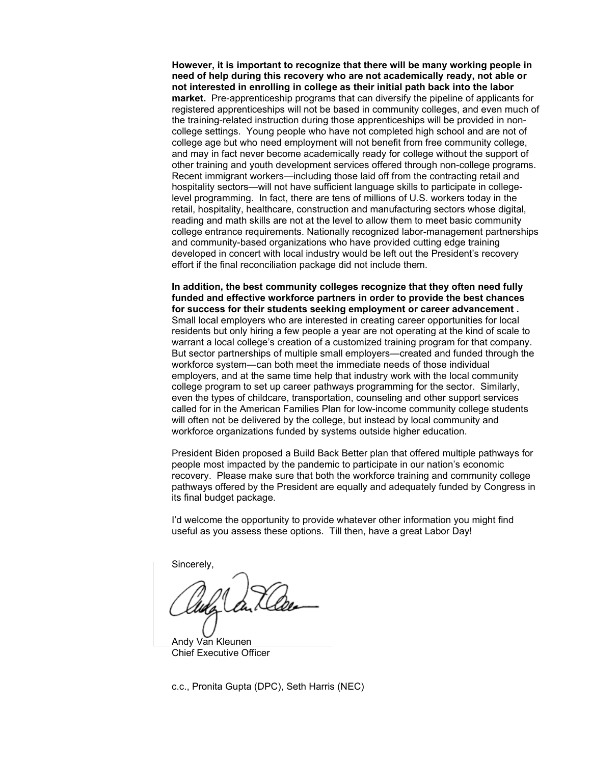**However, it is important to recognize that there will be many working people in need of help during this recovery who are not academically ready, not able or not interested in enrolling in college as their initial path back into the labor market.** Pre-apprenticeship programs that can diversify the pipeline of applicants for registered apprenticeships will not be based in community colleges, and even much of the training-related instruction during those apprenticeships will be provided in non-college settings. Young people who have not completed high school and are not of college age but who need employment will not benefit from free community college, and may in fact never become academically ready for college without the support of other training and youth development services offered through non-college programs. Recent immigrant workers—including those laid off from the contracting retail and hospitality sectors—will not have sufficient language skills to participate in college-level programming. In fact, there are tens of millions of U.S. workers today in the retail, hospitality, healthcare, construction and manufacturing sectors whose digital, reading and math skills are not at the level to allow them to meet basic community college entrance requirements. Nationally recognized labor-management partnerships and community-based organizations who have provided cutting edge training developed in concert with local industry would be left out the President's recovery effort if the final reconciliation package did not include them.

**In addition, the best community colleges recognize that they often need fully funded and effective workforce partners in order to provide the best chances for success for their students seeking employment or career advancement .** Small local employers who are interested in creating career opportunities for local residents but only hiring a few people a year are not operating at the kind of scale to warrant a local college's creation of a customized training program for that company. But sector partnerships of multiple small employers—created and funded through the workforce system—can both meet the immediate needs of those individual employers, and at the same time help that industry work with the local community college program to set up career pathways programming for the sector. Similarly, even the types of childcare, transportation, counseling and other support services called for in the American Families Plan for low-income community college students will often not be delivered by the college, but instead by local community and workforce organizations funded by systems outside higher education.

President Biden proposed a Build Back Better plan that offered multiple pathways for people most impacted by the pandemic to participate in our nation's economic recovery. Please make sure that both the workforce training and community college pathways offered by the President are equally and adequately funded by Congress in its final budget package.

I'd welcome the opportunity to provide whatever other information you might find useful as you assess these options. Till then, have a great Labor Day!

Sincerely,

Andy Van Kleunen
Chief Executive Officer

c.c., Pronita Gupta (DPC), Seth Harris (NEC)